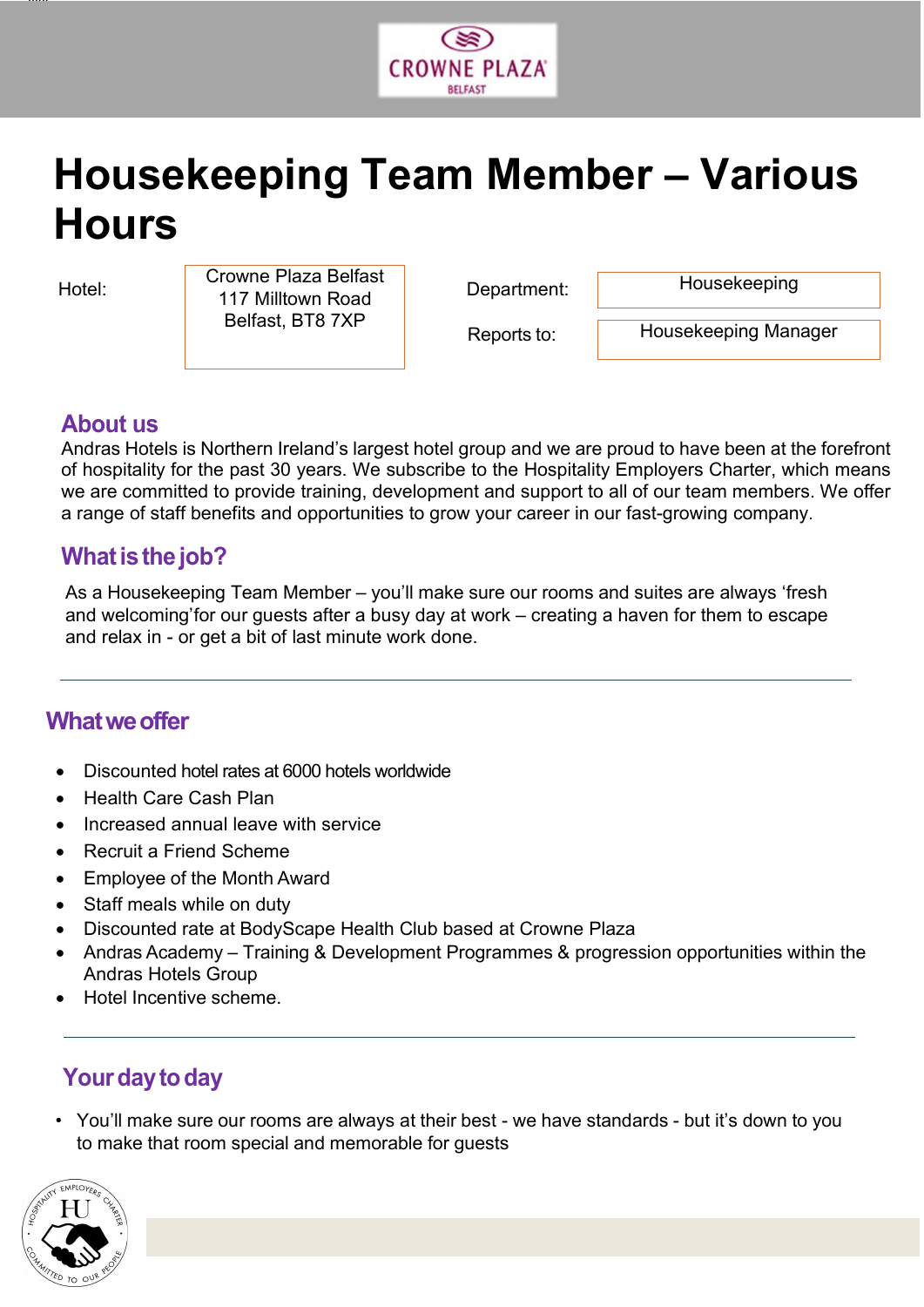# Housekeeping Team Member – Various Hours

| | | | |
|---|---|---|---|
| Hotel: | Crowne Plaza Belfast<br>117 Milltown Road<br>Belfast, BT8 7XP | Department: | Housekeeping |
| | | Reports to: | Housekeeping Manager |

## About us

Andras Hotels is Northern Ireland's largest hotel group and we are proud to have been at the forefront of hospitality for the past 30 years. We subscribe to the Hospitality Employers Charter, which means we are committed to provide training, development and support to all of our team members. We offer a range of staff benefits and opportunities to grow your career in our fast-growing company.

## What is the job?

As a Housekeeping Team Member – you'll make sure our rooms and suites are always 'fresh and welcoming'for our guests after a busy day at work – creating a haven for them to escape and relax in - or get a bit of last minute work done.

## What we offer

- Discounted hotel rates at 6000 hotels worldwide
- Health Care Cash Plan
- Increased annual leave with service
- Recruit a Friend Scheme
- Employee of the Month Award
- Staff meals while on duty
- Discounted rate at BodyScape Health Club based at Crowne Plaza
- Andras Academy – Training & Development Programmes & progression opportunities within the Andras Hotels Group
- Hotel Incentive scheme.

## Your day to day

- You'll make sure our rooms are always at their best - we have standards - but it's down to you to make that room special and memorable for guests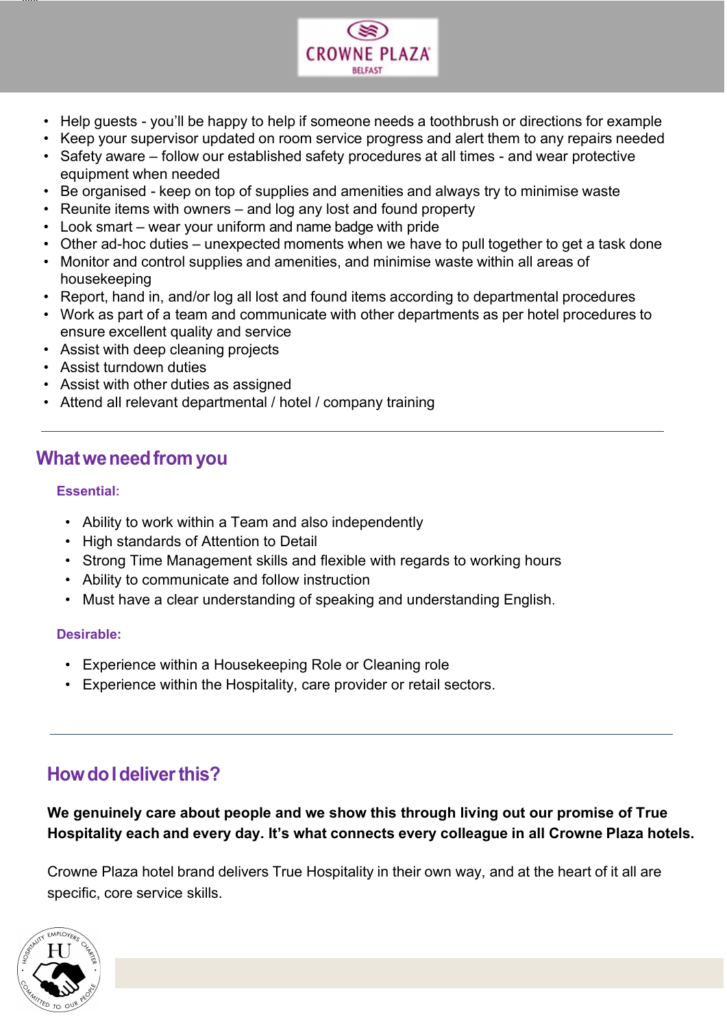- Help guests - you'll be happy to help if someone needs a toothbrush or directions for example
- Keep your supervisor updated on room service progress and alert them to any repairs needed
- Safety aware – follow our established safety procedures at all times - and wear protective equipment when needed
- Be organised - keep on top of supplies and amenities and always try to minimise waste
- Reunite items with owners – and log any lost and found property
- Look smart – wear your uniform and name badge with pride
- Other ad-hoc duties – unexpected moments when we have to pull together to get a task done
- Monitor and control supplies and amenities, and minimise waste within all areas of housekeeping
- Report, hand in, and/or log all lost and found items according to departmental procedures
- Work as part of a team and communicate with other departments as per hotel procedures to ensure excellent quality and service
- Assist with deep cleaning projects
- Assist turndown duties
- Assist with other duties as assigned
- Attend all relevant departmental / hotel / company training

## What we need from you

### Essential:

- Ability to work within a Team and also independently
- High standards of Attention to Detail
- Strong Time Management skills and flexible with regards to working hours
- Ability to communicate and follow instruction
- Must have a clear understanding of speaking and understanding English.

### Desirable:

- Experience within a Housekeeping Role or Cleaning role
- Experience within the Hospitality, care provider or retail sectors.

## How do I deliver this?

**We genuinely care about people and we show this through living out our promise of True Hospitality each and every day. It's what connects every colleague in all Crowne Plaza hotels.**

Crowne Plaza hotel brand delivers True Hospitality in their own way, and at the heart of it all are specific, core service skills.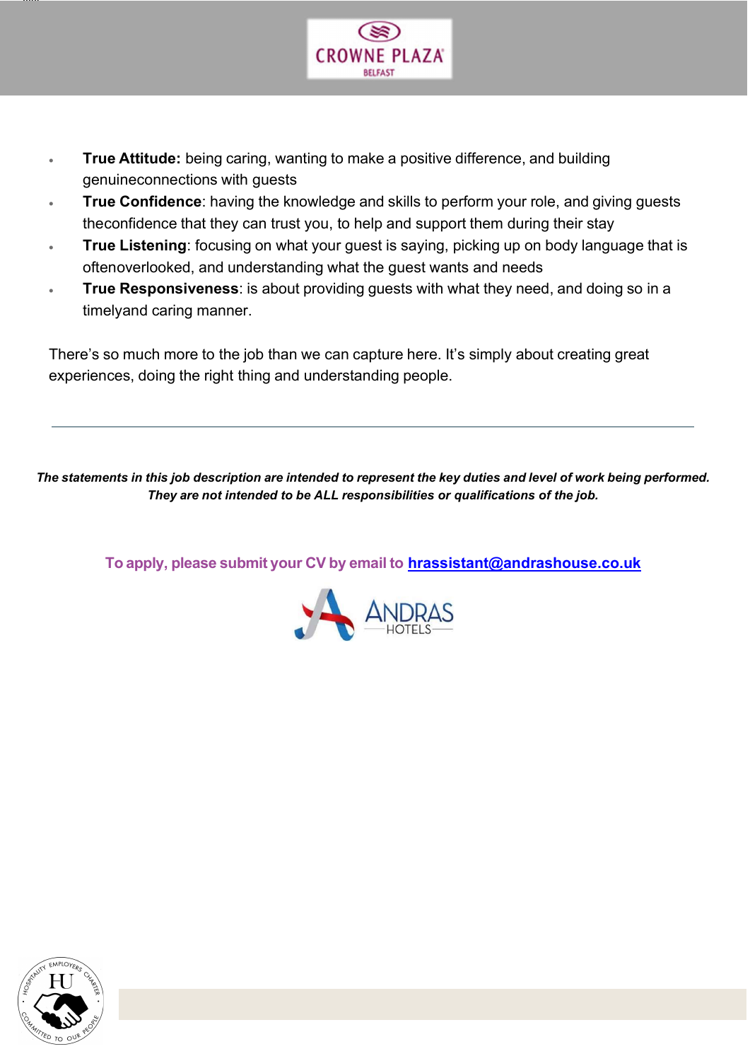- **True Attitude:** being caring, wanting to make a positive difference, and building genuineconnections with guests
- **True Confidence**: having the knowledge and skills to perform your role, and giving guests theconfidence that they can trust you, to help and support them during their stay
- **True Listening**: focusing on what your guest is saying, picking up on body language that is oftenoverlooked, and understanding what the guest wants and needs
- **True Responsiveness**: is about providing guests with what they need, and doing so in a timelyand caring manner.

There's so much more to the job than we can capture here. It's simply about creating great experiences, doing the right thing and understanding people.

---

***The statements in this job description are intended to represent the key duties and level of work being performed. They are not intended to be ALL responsibilities or qualifications of the job.***

**To apply, please submit your CV by email to [hrassistant@andrashouse.co.uk](mailto:hrassistant@andrashouse.co.uk)**